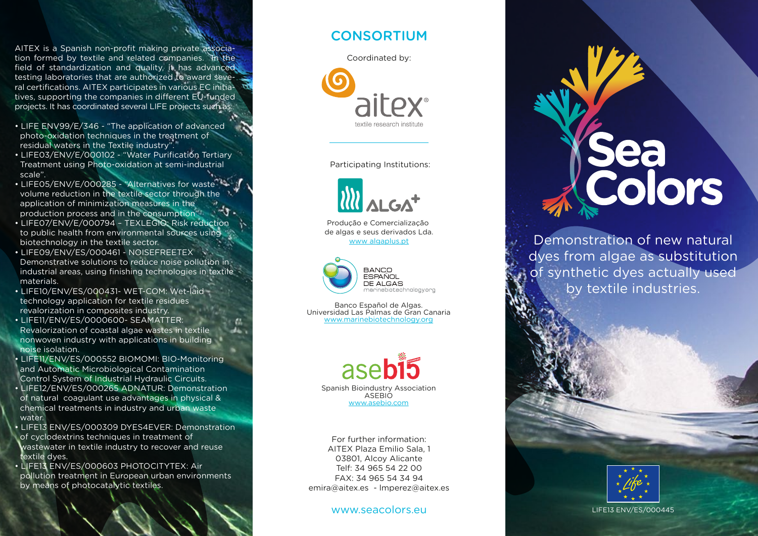AITEX is a Spanish non-profit making private association formed by textile and related companies. In the field of standardization and quality, it has advanced testing laboratories that are authorized to award several certifications. AITEX participates in various EC initiatives, supporting the companies in different EU-funded projects. It has coordinated several LIFE projects such as:

- LIFE ENV99/E/346 - "The application of advanced photo-oxidation techniques in the treatment of residual waters in the Textile industry".
- LIFE03/ENV/E/000102 - "Water Purification Tertiary Treatment using Photo-oxidation at semi-industrial scale".
- LIFE05/ENV/E/000285 - "Alternatives for waste volume reduction in the textile sector through the application of minimization measures in the production process and in the consumption".
- LIFE07/ENV/E/000794 – TEXLEGIO: Risk reduction to public health from environmental sources using biotechnology in the textile sector.
- LIFE09/ENV/ES/000461 - NOISEFREETEX Demonstrative solutions to reduce noise pollution in industrial areas, using finishing technologies in textile materials.
- LIFE10/ENV/ES/000431- WET-COM: Wet-laid technology application for textile residues revalorization in composites industry.
- LIFE11/ENV/ES/0000600- SEAMATTER: Revalorization of coastal algae wastes in textile nonwoven industry with applications in building noise isolation.
- LIFE11/ENV/ES/000552 BIOMOMI: BIO-Monitoring and Automatic Microbiological Contamination Control System of Industrial Hydraulic Circuits.
- LIFE12/ENV/ES/000265 ADNATUR: Demonstration of natural coagulant use advantages in physical & chemical treatments in industry and urban waste water.
- LIFE13 ENV/ES/000309 DYES4EVER: Demonstration of cyclodextrins techniques in treatment of wastewater in textile industry to recover and reuse textile dyes.
- LIFE13 ENV/ES/000603 PHOTOCITYTEX: Air pollution treatment in European urban environments by means of photocatalytic textiles.

## CONSORTIUM

Coordinated by:

aitex®
textile research institute

Participating Institutions:

ALGA+
Produção e Comercialização de algas e seus derivados Lda.
www.algaplus.pt

BANCO ESPAÑOL DE ALGAS
marinebiotechnology.org

Banco Español de Algas.
Universidad Las Palmas de Gran Canaria
www.marinebiotechnology.org

asebio
Spanish Bioindustry Association
ASEBIO
www.asebio.com

For further information:
AITEX Plaza Emilio Sala, 1
03801, Alcoy Alicante
Telf: 34 965 54 22 00
FAX: 34 965 54 34 94
emira@aitex.es - lmperez@aitex.es

www.seacolors.eu

# Sea Colors

Demonstration of new natural dyes from algae as substitution of synthetic dyes actually used by textile industries.

Life

LIFE13 ENV/ES/000445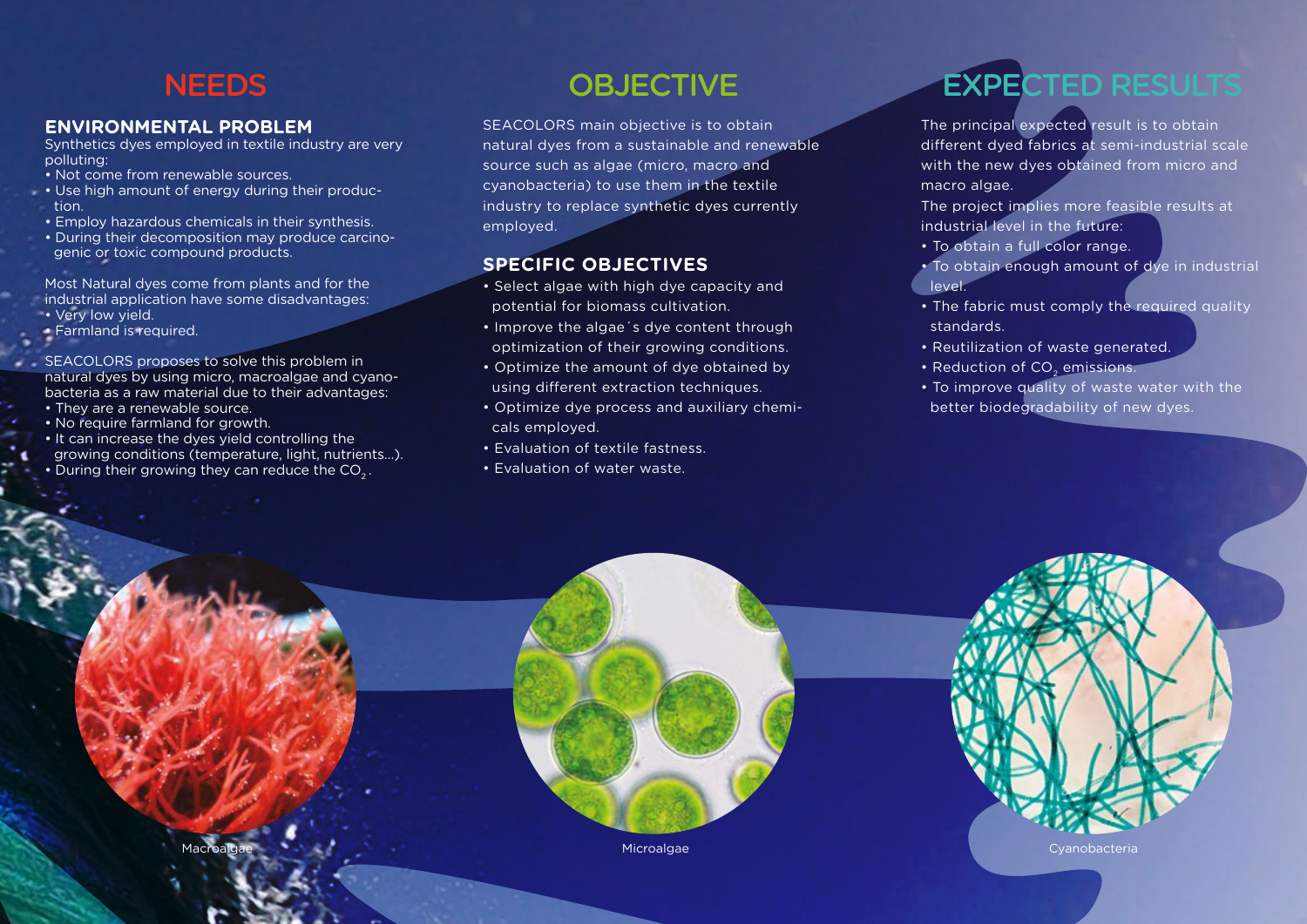# NEEDS

## ENVIRONMENTAL PROBLEM

Synthetics dyes employed in textile industry are very polluting:

- Not come from renewable sources.
- Use high amount of energy during their production.
- Employ hazardous chemicals in their synthesis.
- During their decomposition may produce carcinogenic or toxic compound products.

Most Natural dyes come from plants and for the industrial application have some disadvantages:

- Very low yield.
- Farmland is required.

SEACOLORS proposes to solve this problem in natural dyes by using micro, macroalgae and cyanobacteria as a raw material due to their advantages:

- They are a renewable source.
- No require farmland for growth.
- It can increase the dyes yield controlling the growing conditions (temperature, light, nutrients...).
- During their growing they can reduce the $CO_2$.

# OBJECTIVE

SEACOLORS main objective is to obtain natural dyes from a sustainable and renewable source such as algae (micro, macro and cyanobacteria) to use them in the textile industry to replace synthetic dyes currently employed.

## SPECIFIC OBJECTIVES

- Select algae with high dye capacity and potential for biomass cultivation.
- Improve the algae´s dye content through optimization of their growing conditions.
- Optimize the amount of dye obtained by using different extraction techniques.
- Optimize dye process and auxiliary chemicals employed.
- Evaluation of textile fastness.
- Evaluation of water waste.

# EXPECTED RESULTS

The principal expected result is to obtain different dyed fabrics at semi-industrial scale with the new dyes obtained from micro and macro algae.

The project implies more feasible results at industrial level in the future:

- To obtain a full color range.
- To obtain enough amount of dye in industrial level.
- The fabric must comply the required quality standards.
- Reutilization of waste generated.
- Reduction of $CO_2$ emissions.
- To improve quality of waste water with the better biodegradability of new dyes.

Macroalgae

Microalgae

Cyanobacteria